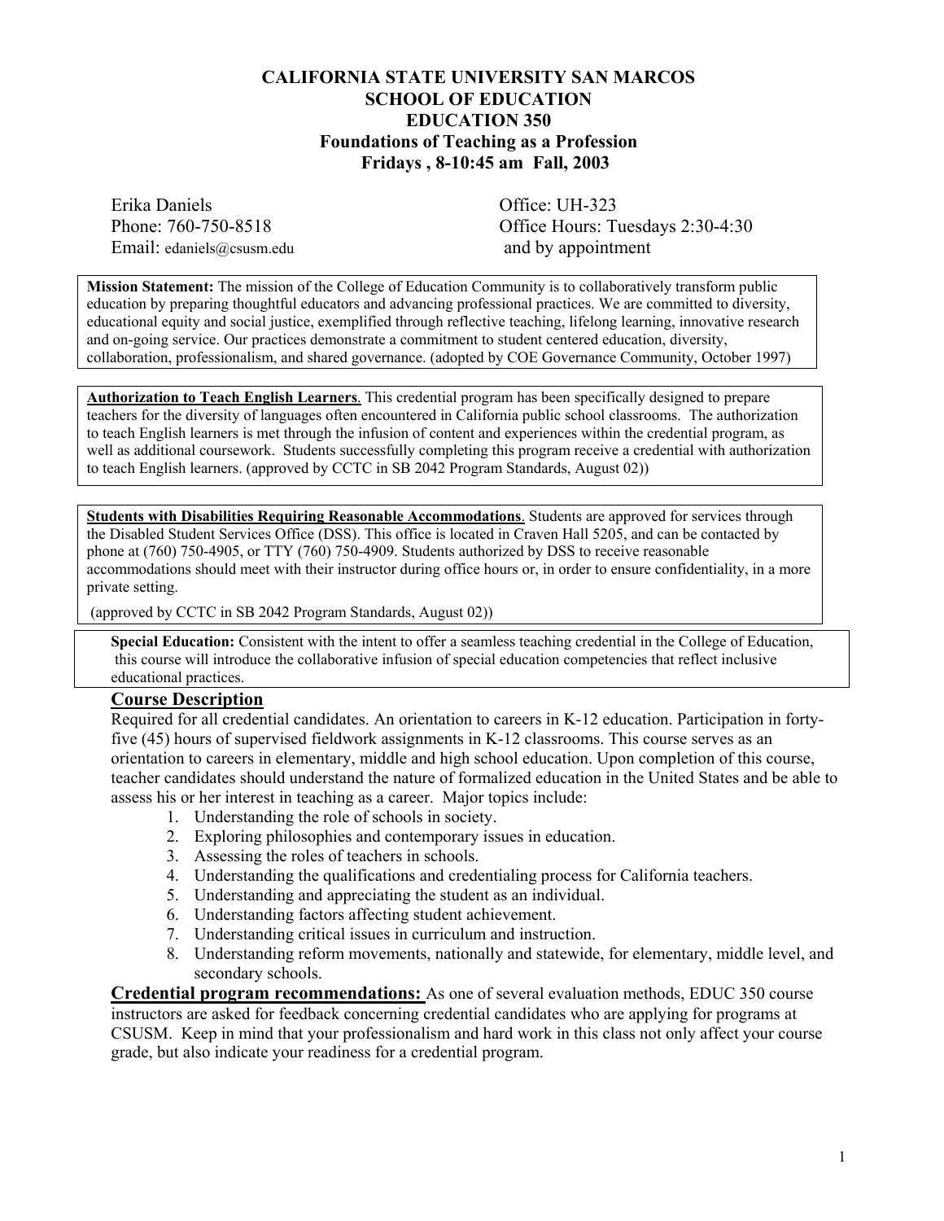# CALIFORNIA STATE UNIVERSITY SAN MARCOS
## SCHOOL OF EDUCATION
## EDUCATION 350
## Foundations of Teaching as a Profession
### Fridays , 8-10:45 am Fall, 2003

Erika Daniels
Phone: 760-750-8518
Email: edaniels@csusm.edu

Office: UH-323
Office Hours: Tuesdays 2:30-4:30
and by appointment

**Mission Statement:** The mission of the College of Education Community is to collaboratively transform public education by preparing thoughtful educators and advancing professional practices. We are committed to diversity, educational equity and social justice, exemplified through reflective teaching, lifelong learning, innovative research and on-going service. Our practices demonstrate a commitment to student centered education, diversity, collaboration, professionalism, and shared governance. (adopted by COE Governance Community, October 1997)

**Authorization to Teach English Learners**. This credential program has been specifically designed to prepare teachers for the diversity of languages often encountered in California public school classrooms. The authorization to teach English learners is met through the infusion of content and experiences within the credential program, as well as additional coursework. Students successfully completing this program receive a credential with authorization to teach English learners. (approved by CCTC in SB 2042 Program Standards, August 02))

**Students with Disabilities Requiring Reasonable Accommodations**. Students are approved for services through the Disabled Student Services Office (DSS). This office is located in Craven Hall 5205, and can be contacted by phone at (760) 750-4905, or TTY (760) 750-4909. Students authorized by DSS to receive reasonable accommodations should meet with their instructor during office hours or, in order to ensure confidentiality, in a more private setting.

(approved by CCTC in SB 2042 Program Standards, August 02))

**Special Education:** Consistent with the intent to offer a seamless teaching credential in the College of Education, this course will introduce the collaborative infusion of special education competencies that reflect inclusive educational practices.

## Course Description

Required for all credential candidates. An orientation to careers in K-12 education. Participation in forty-five (45) hours of supervised fieldwork assignments in K-12 classrooms. This course serves as an orientation to careers in elementary, middle and high school education. Upon completion of this course, teacher candidates should understand the nature of formalized education in the United States and be able to assess his or her interest in teaching as a career. Major topics include:

1. Understanding the role of schools in society.
2. Exploring philosophies and contemporary issues in education.
3. Assessing the roles of teachers in schools.
4. Understanding the qualifications and credentialing process for California teachers.
5. Understanding and appreciating the student as an individual.
6. Understanding factors affecting student achievement.
7. Understanding critical issues in curriculum and instruction.
8. Understanding reform movements, nationally and statewide, for elementary, middle level, and secondary schools.

**Credential program recommendations:** As one of several evaluation methods, EDUC 350 course instructors are asked for feedback concerning credential candidates who are applying for programs at CSUSM. Keep in mind that your professionalism and hard work in this class not only affect your course grade, but also indicate your readiness for a credential program.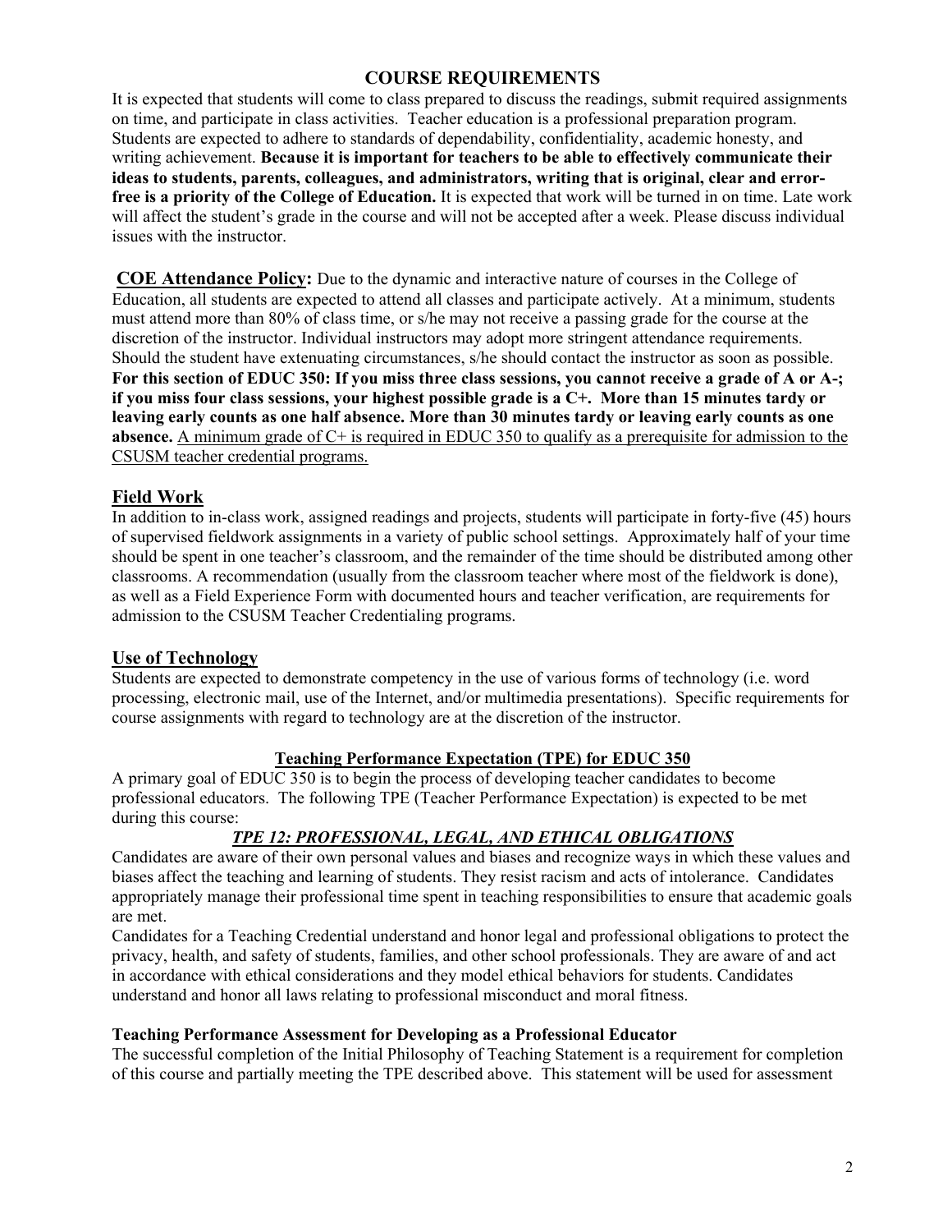## COURSE REQUIREMENTS

It is expected that students will come to class prepared to discuss the readings, submit required assignments on time, and participate in class activities. Teacher education is a professional preparation program. Students are expected to adhere to standards of dependability, confidentiality, academic honesty, and writing achievement. **Because it is important for teachers to be able to effectively communicate their ideas to students, parents, colleagues, and administrators, writing that is original, clear and error-free is a priority of the College of Education.** It is expected that work will be turned in on time. Late work will affect the student's grade in the course and will not be accepted after a week. Please discuss individual issues with the instructor.

**COE Attendance Policy:** Due to the dynamic and interactive nature of courses in the College of Education, all students are expected to attend all classes and participate actively. At a minimum, students must attend more than 80% of class time, or s/he may not receive a passing grade for the course at the discretion of the instructor. Individual instructors may adopt more stringent attendance requirements. Should the student have extenuating circumstances, s/he should contact the instructor as soon as possible. **For this section of EDUC 350: If you miss three class sessions, you cannot receive a grade of A or A-; if you miss four class sessions, your highest possible grade is a C+. More than 15 minutes tardy or leaving early counts as one half absence. More than 30 minutes tardy or leaving early counts as one absence.** A minimum grade of C+ is required in EDUC 350 to qualify as a prerequisite for admission to the CSUSM teacher credential programs.

### Field Work

In addition to in-class work, assigned readings and projects, students will participate in forty-five (45) hours of supervised fieldwork assignments in a variety of public school settings. Approximately half of your time should be spent in one teacher's classroom, and the remainder of the time should be distributed among other classrooms. A recommendation (usually from the classroom teacher where most of the fieldwork is done), as well as a Field Experience Form with documented hours and teacher verification, are requirements for admission to the CSUSM Teacher Credentialing programs.

### Use of Technology

Students are expected to demonstrate competency in the use of various forms of technology (i.e. word processing, electronic mail, use of the Internet, and/or multimedia presentations). Specific requirements for course assignments with regard to technology are at the discretion of the instructor.

### Teaching Performance Expectation (TPE) for EDUC 350

A primary goal of EDUC 350 is to begin the process of developing teacher candidates to become professional educators. The following TPE (Teacher Performance Expectation) is expected to be met during this course:

#### *TPE 12: PROFESSIONAL, LEGAL, AND ETHICAL OBLIGATIONS*

Candidates are aware of their own personal values and biases and recognize ways in which these values and biases affect the teaching and learning of students. They resist racism and acts of intolerance. Candidates appropriately manage their professional time spent in teaching responsibilities to ensure that academic goals are met.

Candidates for a Teaching Credential understand and honor legal and professional obligations to protect the privacy, health, and safety of students, families, and other school professionals. They are aware of and act in accordance with ethical considerations and they model ethical behaviors for students. Candidates understand and honor all laws relating to professional misconduct and moral fitness.

**Teaching Performance Assessment for Developing as a Professional Educator**

The successful completion of the Initial Philosophy of Teaching Statement is a requirement for completion of this course and partially meeting the TPE described above. This statement will be used for assessment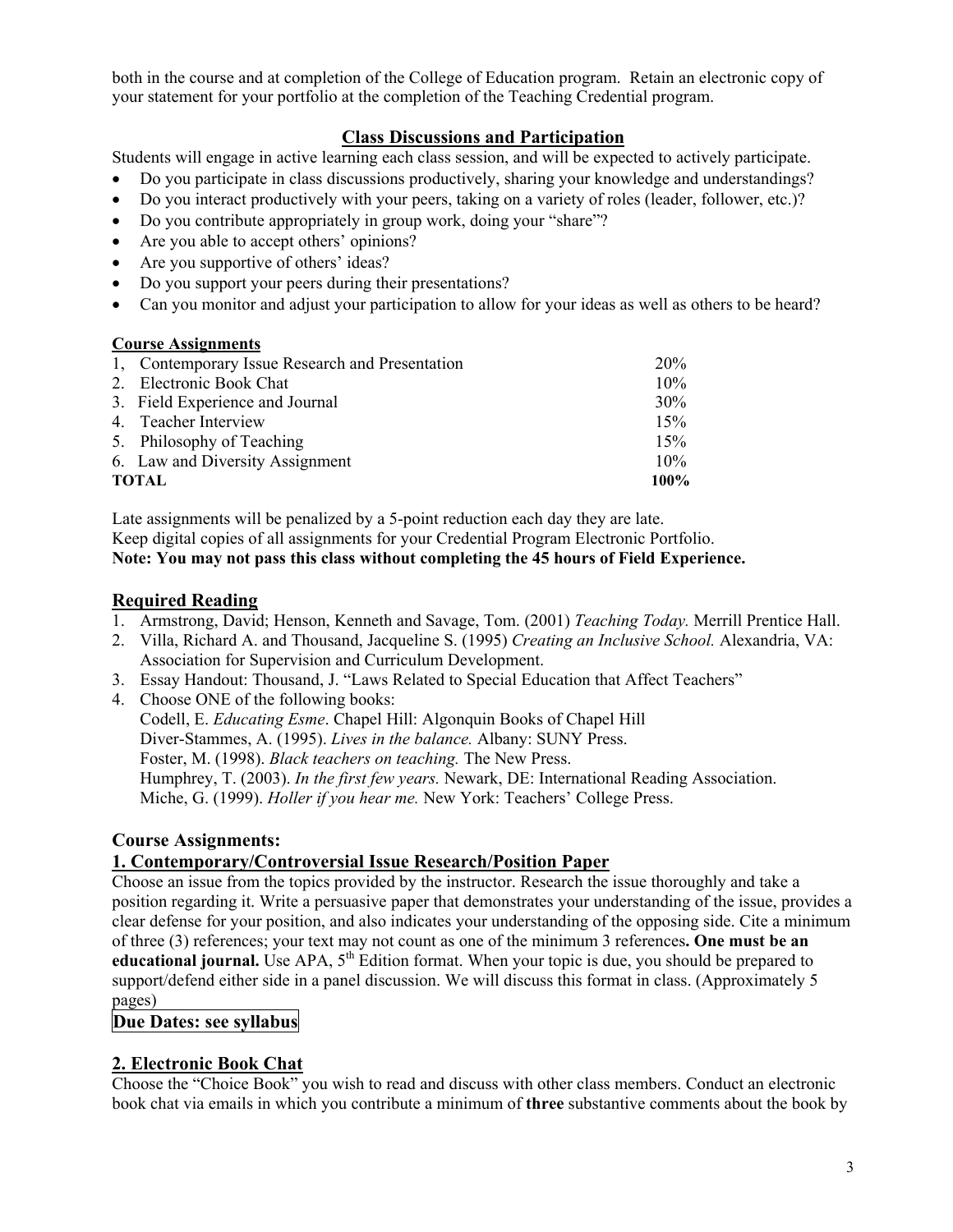both in the course and at completion of the College of Education program. Retain an electronic copy of your statement for your portfolio at the completion of the Teaching Credential program.

## Class Discussions and Participation

Students will engage in active learning each class session, and will be expected to actively participate.

- Do you participate in class discussions productively, sharing your knowledge and understandings?
- Do you interact productively with your peers, taking on a variety of roles (leader, follower, etc.)?
- Do you contribute appropriately in group work, doing your "share"?
- Are you able to accept others' opinions?
- Are you supportive of others' ideas?
- Do you support your peers during their presentations?
- Can you monitor and adjust your participation to allow for your ideas as well as others to be heard?

**Course Assignments**

| Assignment | Weight |
|---|---|
| 1, Contemporary Issue Research and Presentation | 20% |
| 2. Electronic Book Chat | 10% |
| 3. Field Experience and Journal | 30% |
| 4. Teacher Interview | 15% |
| 5. Philosophy of Teaching | 15% |
| 6. Law and Diversity Assignment | 10% |
| **TOTAL** | **100%** |

Late assignments will be penalized by a 5-point reduction each day they are late.
Keep digital copies of all assignments for your Credential Program Electronic Portfolio.
**Note: You may not pass this class without completing the 45 hours of Field Experience.**

## Required Reading

1. Armstrong, David; Henson, Kenneth and Savage, Tom. (2001) *Teaching Today.* Merrill Prentice Hall.
2. Villa, Richard A. and Thousand, Jacqueline S. (1995) *Creating an Inclusive School.* Alexandria, VA: Association for Supervision and Curriculum Development.
3. Essay Handout: Thousand, J. "Laws Related to Special Education that Affect Teachers"
4. Choose ONE of the following books:
   Codell, E. *Educating Esme*. Chapel Hill: Algonquin Books of Chapel Hill
   Diver-Stammes, A. (1995). *Lives in the balance.* Albany: SUNY Press.
   Foster, M. (1998). *Black teachers on teaching.* The New Press.
   Humphrey, T. (2003). *In the first few years.* Newark, DE: International Reading Association.
   Miche, G. (1999). *Holler if you hear me.* New York: Teachers' College Press.

## Course Assignments:

### 1. Contemporary/Controversial Issue Research/Position Paper

Choose an issue from the topics provided by the instructor. Research the issue thoroughly and take a position regarding it. Write a persuasive paper that demonstrates your understanding of the issue, provides a clear defense for your position, and also indicates your understanding of the opposing side. Cite a minimum of three (3) references; your text may not count as one of the minimum 3 references**. One must be an educational journal.** Use APA, 5th Edition format. When your topic is due, you should be prepared to support/defend either side in a panel discussion. We will discuss this format in class. (Approximately 5 pages)

**Due Dates: see syllabus**

### 2. Electronic Book Chat

Choose the "Choice Book" you wish to read and discuss with other class members. Conduct an electronic book chat via emails in which you contribute a minimum of **three** substantive comments about the book by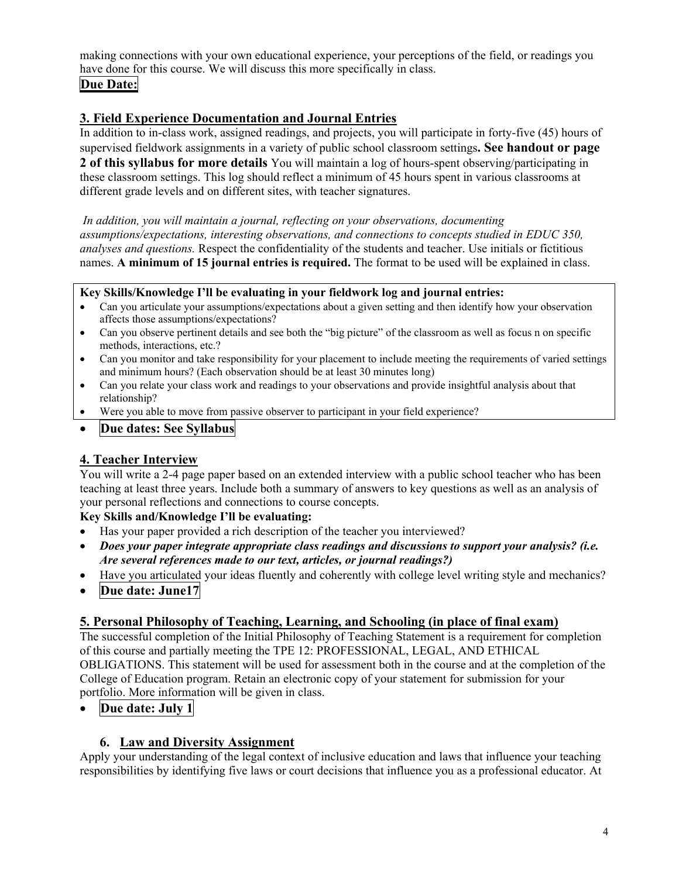making connections with your own educational experience, your perceptions of the field, or readings you have done for this course. We will discuss this more specifically in class.

**Due Date:**

## 3. Field Experience Documentation and Journal Entries

In addition to in-class work, assigned readings, and projects, you will participate in forty-five (45) hours of supervised fieldwork assignments in a variety of public school classroom settings**. See handout or page 2 of this syllabus for more details** You will maintain a log of hours-spent observing/participating in these classroom settings. This log should reflect a minimum of 45 hours spent in various classrooms at different grade levels and on different sites, with teacher signatures.

*In addition, you will maintain a journal, reflecting on your observations, documenting assumptions/expectations, interesting observations, and connections to concepts studied in EDUC 350, analyses and questions.* Respect the confidentiality of the students and teacher. Use initials or fictitious names. **A minimum of 15 journal entries is required.** The format to be used will be explained in class.

**Key Skills/Knowledge I'll be evaluating in your fieldwork log and journal entries:**

- Can you articulate your assumptions/expectations about a given setting and then identify how your observation affects those assumptions/expectations?
- Can you observe pertinent details and see both the "big picture" of the classroom as well as focus n on specific methods, interactions, etc.?
- Can you monitor and take responsibility for your placement to include meeting the requirements of varied settings and minimum hours? (Each observation should be at least 30 minutes long)
- Can you relate your class work and readings to your observations and provide insightful analysis about that relationship?
- Were you able to move from passive observer to participant in your field experience?

- **Due dates: See Syllabus**

## 4. Teacher Interview

You will write a 2-4 page paper based on an extended interview with a public school teacher who has been teaching at least three years. Include both a summary of answers to key questions as well as an analysis of your personal reflections and connections to course concepts.

**Key Skills and/Knowledge I'll be evaluating:**

- Has your paper provided a rich description of the teacher you interviewed?
- ***Does your paper integrate appropriate class readings and discussions to support your analysis? (i.e. Are several references made to our text, articles, or journal readings?)***
- Have you articulated your ideas fluently and coherently with college level writing style and mechanics?
- **Due date: June17**

## 5. Personal Philosophy of Teaching, Learning, and Schooling (in place of final exam)

The successful completion of the Initial Philosophy of Teaching Statement is a requirement for completion of this course and partially meeting the TPE 12: PROFESSIONAL, LEGAL, AND ETHICAL OBLIGATIONS. This statement will be used for assessment both in the course and at the completion of the College of Education program. Retain an electronic copy of your statement for submission for your portfolio. More information will be given in class.

- **Due date: July 1**

## 6. Law and Diversity Assignment

Apply your understanding of the legal context of inclusive education and laws that influence your teaching responsibilities by identifying five laws or court decisions that influence you as a professional educator. At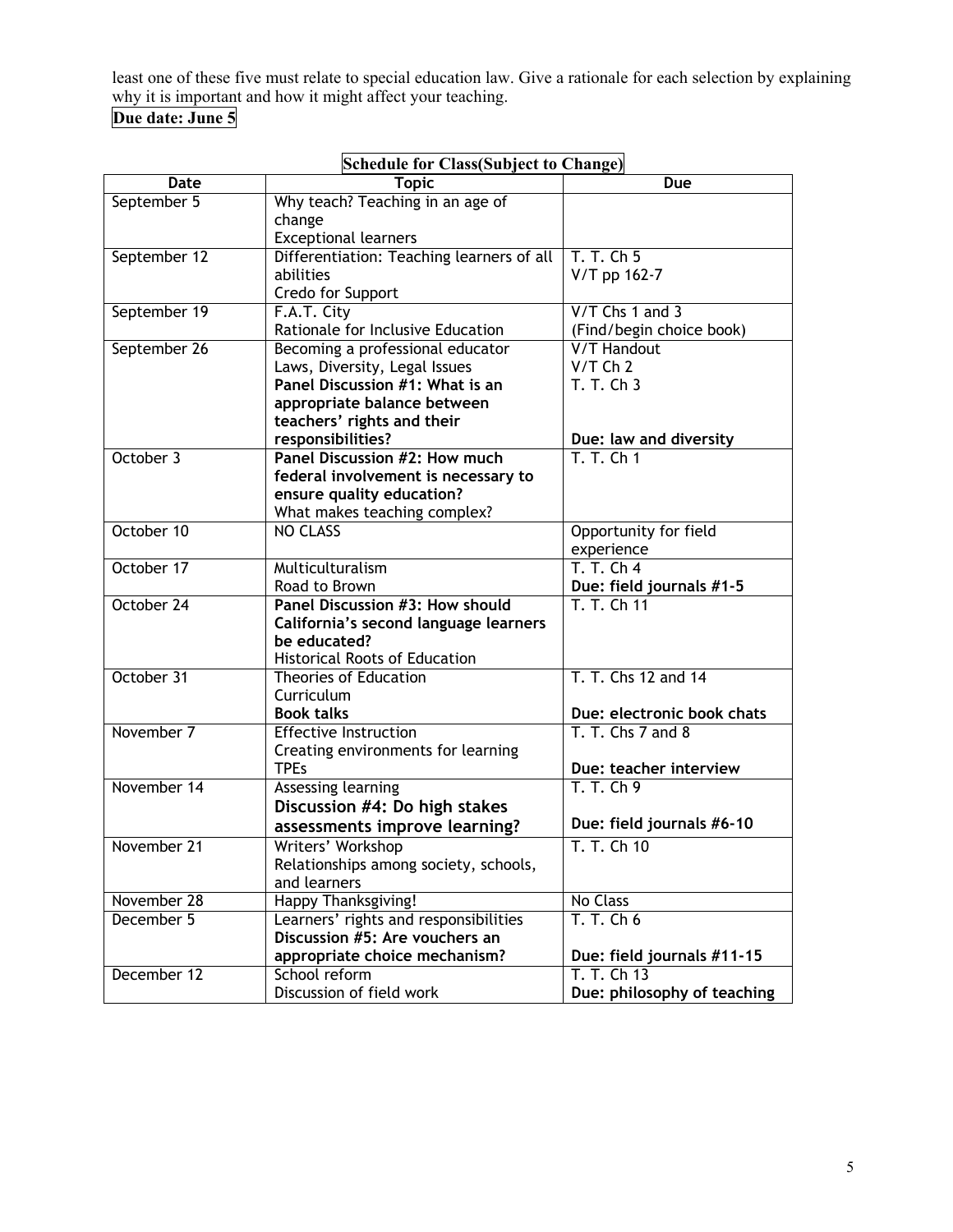least one of these five must relate to special education law. Give a rationale for each selection by explaining why it is important and how it might affect your teaching.

**Due date: June 5**

**Schedule for Class(Subject to Change)**

| Date | Topic | Due |
|---|---|---|
| September 5 | Why teach? Teaching in an age of change<br>Exceptional learners | |
| September 12 | Differentiation: Teaching learners of all abilities<br>Credo for Support | T. T. Ch 5<br>V/T pp 162-7 |
| September 19 | F.A.T. City<br>Rationale for Inclusive Education | V/T Chs 1 and 3<br>(Find/begin choice book) |
| September 26 | Becoming a professional educator<br>Laws, Diversity, Legal Issues<br>**Panel Discussion #1: What is an appropriate balance between teachers' rights and their responsibilities?** | V/T Handout<br>V/T Ch 2<br>T. T. Ch 3<br>**Due: law and diversity** |
| October 3 | **Panel Discussion #2: How much federal involvement is necessary to ensure quality education?**<br>What makes teaching complex? | T. T. Ch 1 |
| October 10 | NO CLASS | Opportunity for field experience |
| October 17 | Multiculturalism<br>Road to Brown | T. T. Ch 4<br>**Due: field journals #1-5** |
| October 24 | **Panel Discussion #3: How should California's second language learners be educated?**<br>Historical Roots of Education | T. T. Ch 11 |
| October 31 | Theories of Education<br>Curriculum<br>**Book talks** | T. T. Chs 12 and 14<br>**Due: electronic book chats** |
| November 7 | Effective Instruction<br>Creating environments for learning<br>TPEs | T. T. Chs 7 and 8<br>**Due: teacher interview** |
| November 14 | Assessing learning<br>**Discussion #4: Do high stakes assessments improve learning?** | T. T. Ch 9<br>**Due: field journals #6-10** |
| November 21 | Writers' Workshop<br>Relationships among society, schools, and learners | T. T. Ch 10 |
| November 28 | Happy Thanksgiving! | No Class |
| December 5 | Learners' rights and responsibilities<br>**Discussion #5: Are vouchers an appropriate choice mechanism?** | T. T. Ch 6<br>**Due: field journals #11-15** |
| December 12 | School reform<br>Discussion of field work | T. T. Ch 13<br>**Due: philosophy of teaching** |